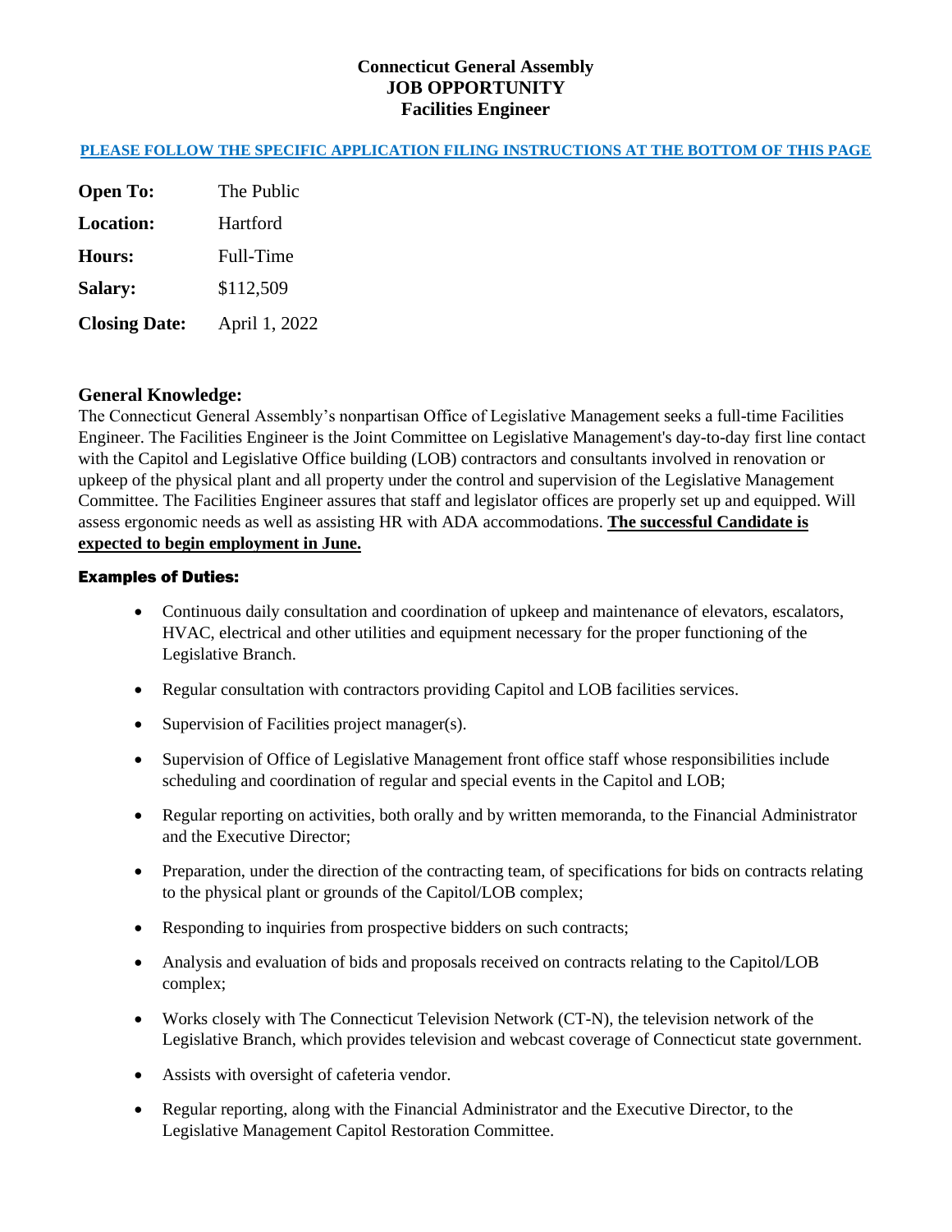# Connecticut General Assembly
# JOB OPPORTUNITY
# Facilities Engineer

**PLEASE FOLLOW THE SPECIFIC APPLICATION FILING INSTRUCTIONS AT THE BOTTOM OF THIS PAGE**

**Open To:** The Public

**Location:** Hartford

**Hours:** Full-Time

**Salary:** $112,509

**Closing Date:** April 1, 2022

## General Knowledge:

The Connecticut General Assembly's nonpartisan Office of Legislative Management seeks a full-time Facilities Engineer. The Facilities Engineer is the Joint Committee on Legislative Management's day-to-day first line contact with the Capitol and Legislative Office building (LOB) contractors and consultants involved in renovation or upkeep of the physical plant and all property under the control and supervision of the Legislative Management Committee. The Facilities Engineer assures that staff and legislator offices are properly set up and equipped. Will assess ergonomic needs as well as assisting HR with ADA accommodations. **The successful Candidate is expected to begin employment in June.**

### Examples of Duties:

- Continuous daily consultation and coordination of upkeep and maintenance of elevators, escalators, HVAC, electrical and other utilities and equipment necessary for the proper functioning of the Legislative Branch.
- Regular consultation with contractors providing Capitol and LOB facilities services.
- Supervision of Facilities project manager(s).
- Supervision of Office of Legislative Management front office staff whose responsibilities include scheduling and coordination of regular and special events in the Capitol and LOB;
- Regular reporting on activities, both orally and by written memoranda, to the Financial Administrator and the Executive Director;
- Preparation, under the direction of the contracting team, of specifications for bids on contracts relating to the physical plant or grounds of the Capitol/LOB complex;
- Responding to inquiries from prospective bidders on such contracts;
- Analysis and evaluation of bids and proposals received on contracts relating to the Capitol/LOB complex;
- Works closely with The Connecticut Television Network (CT-N), the television network of the Legislative Branch, which provides television and webcast coverage of Connecticut state government.
- Assists with oversight of cafeteria vendor.
- Regular reporting, along with the Financial Administrator and the Executive Director, to the Legislative Management Capitol Restoration Committee.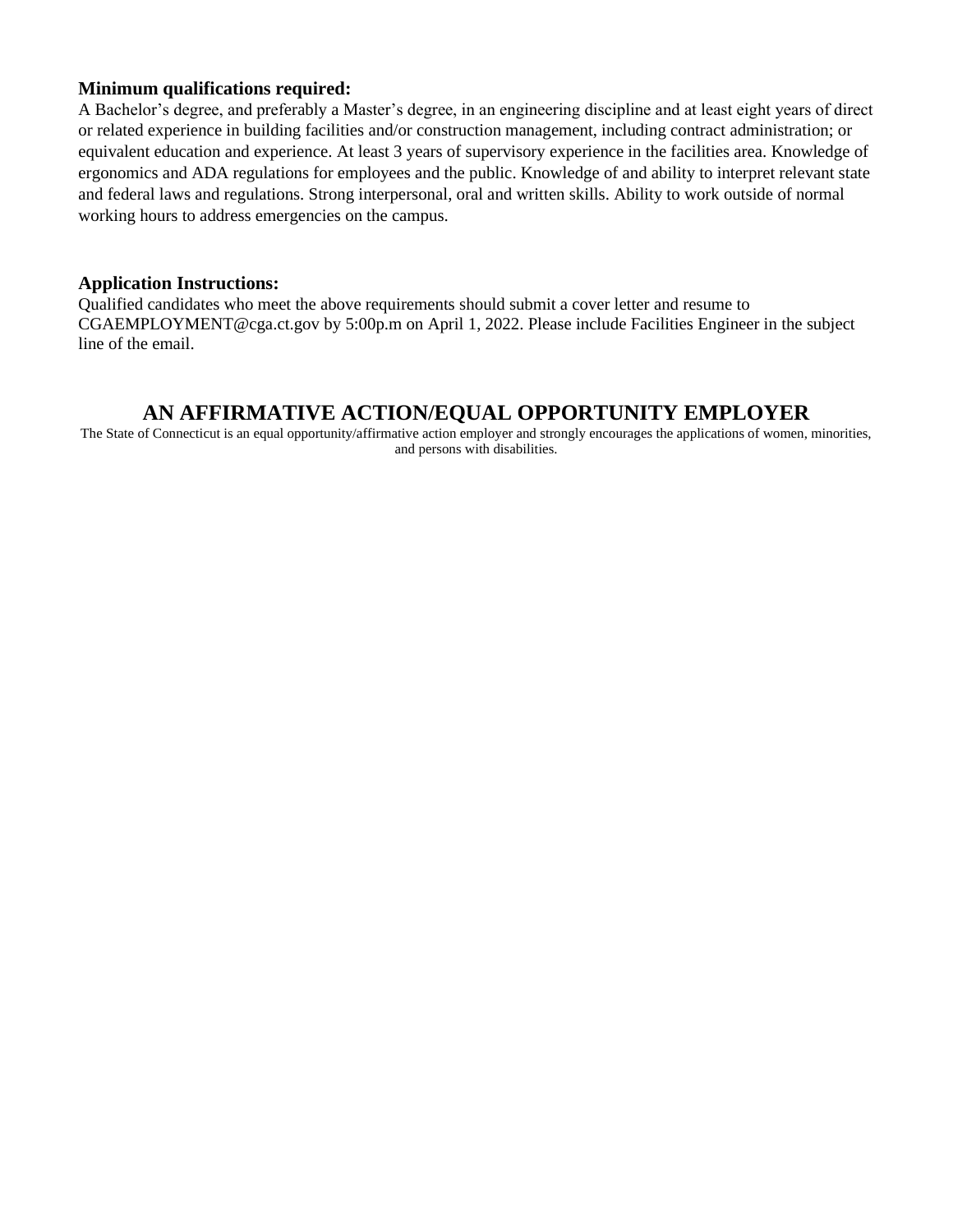**Minimum qualifications required:**

A Bachelor's degree, and preferably a Master's degree, in an engineering discipline and at least eight years of direct or related experience in building facilities and/or construction management, including contract administration; or equivalent education and experience. At least 3 years of supervisory experience in the facilities area. Knowledge of ergonomics and ADA regulations for employees and the public. Knowledge of and ability to interpret relevant state and federal laws and regulations. Strong interpersonal, oral and written skills. Ability to work outside of normal working hours to address emergencies on the campus.

**Application Instructions:**

Qualified candidates who meet the above requirements should submit a cover letter and resume to CGAEMPLOYMENT@cga.ct.gov by 5:00p.m on April 1, 2022. Please include Facilities Engineer in the subject line of the email.

## AN AFFIRMATIVE ACTION/EQUAL OPPORTUNITY EMPLOYER

The State of Connecticut is an equal opportunity/affirmative action employer and strongly encourages the applications of women, minorities, and persons with disabilities.